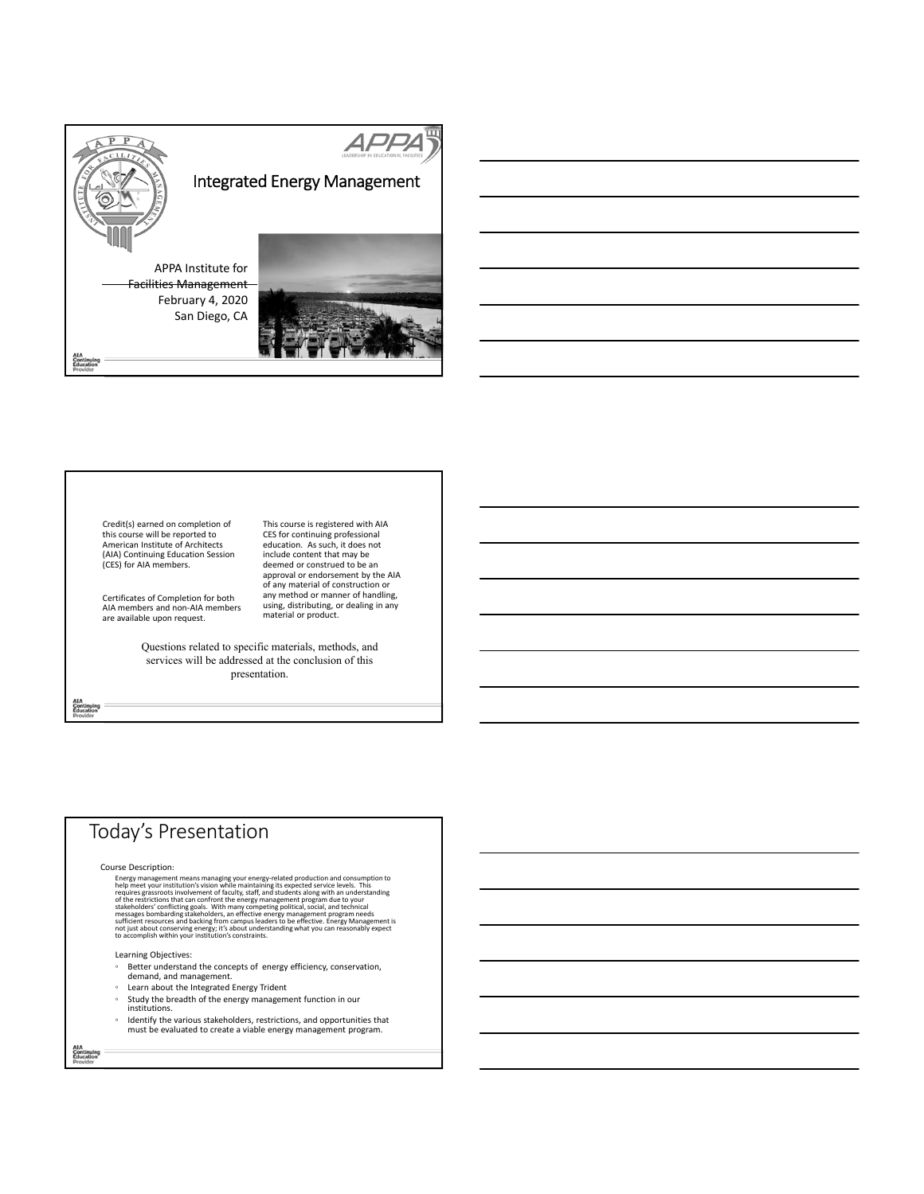# Integrated Energy Management

APPA Institute for Facilities Management
February 4, 2020
San Diego, CA

Credit(s) earned on completion of this course will be reported to American Institute of Architects (AIA) Continuing Education Session (CES) for AIA members.

Certificates of Completion for both AIA members and non-AIA members are available upon request.

This course is registered with AIA CES for continuing professional education. As such, it does not include content that may be deemed or construed to be an approval or endorsement by the AIA of any material of construction or any method or manner of handling, using, distributing, or dealing in any material or product.

Questions related to specific materials, methods, and services will be addressed at the conclusion of this presentation.

## Today's Presentation

Course Description:

Energy management means managing your energy-related production and consumption to help meet your institution's vision while maintaining its expected service levels. This requires grassroots involvement of faculty, staff, and students along with an understanding of the restrictions that can confront the energy management program due to your stakeholders' conflicting goals. With many competing political, social, and technical messages bombarding stakeholders, an effective energy management program needs sufficient resources and backing from campus leaders to be effective. Energy Management is not just about conserving energy; it's about understanding what you can reasonably expect to accomplish within your institution's constraints.

Learning Objectives:

- Better understand the concepts of energy efficiency, conservation, demand, and management.
- Learn about the Integrated Energy Trident
- Study the breadth of the energy management function in our institutions.
- Identify the various stakeholders, restrictions, and opportunities that must be evaluated to create a viable energy management program.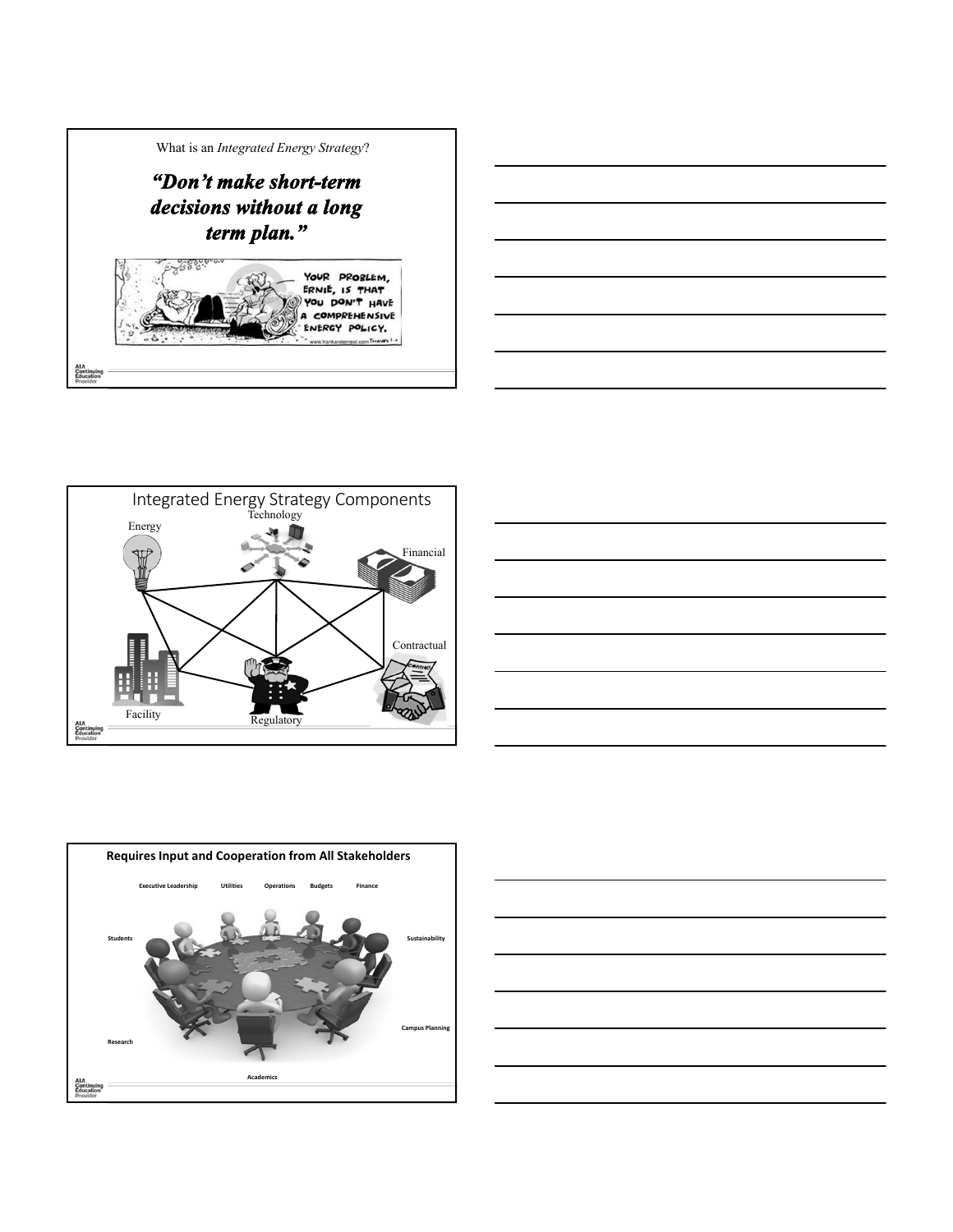What is an *Integrated Energy Strategy*?

***"Don't make short-term decisions without a long term plan."***

YOUR PROBLEM, ERNIE, IS THAT YOU DON'T HAVE A COMPREHENSIVE ENERGY POLICY.

www.frankandernest.com

## Integrated Energy Strategy Components

- Energy
- Technology
- Financial
- Contractual
- Regulatory
- Facility

## Requires Input and Cooperation from All Stakeholders

- Executive Leadership
- Utilities
- Operations
- Budgets
- Finance
- Students
- Sustainability
- Campus Planning
- Research
- Academics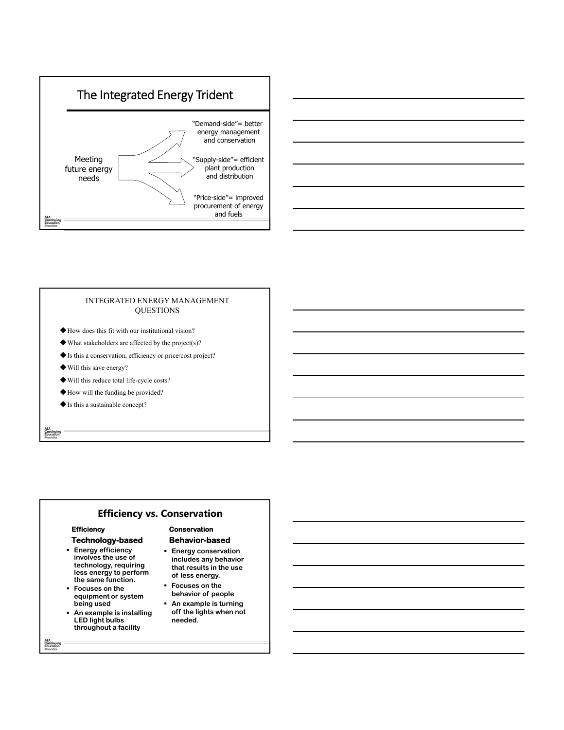## The Integrated Energy Trident

Meeting future energy needs

- "Demand-side"= better energy management and conservation
- "Supply-side"= efficient plant production and distribution
- "Price-side"= improved procurement of energy and fuels

## INTEGRATED ENERGY MANAGEMENT QUESTIONS

- How does this fit with our institutional vision?
- What stakeholders are affected by the project(s)?
- Is this a conservation, efficiency or price/cost project?
- Will this save energy?
- Will this reduce total life-cycle costs?
- How will the funding be provided?
- Is this a sustainable concept?

## Efficiency vs. Conservation

**Efficiency**

**Technology-based**

- **Energy efficiency involves the use of technology, requiring less energy to perform the same function.**
- **Focuses on the equipment or system being used**
- **An example is installing LED light bulbs throughout a facility**

**Conservation**

**Behavior-based**

- **Energy conservation includes any behavior that results in the use of less energy.**
- **Focuses on the behavior of people**
- **An example is turning off the lights when not needed.**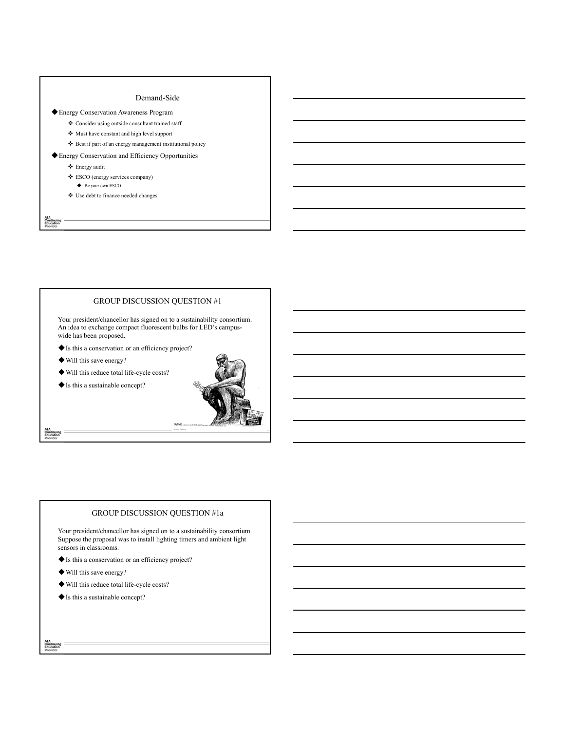## Demand-Side

- Energy Conservation Awareness Program
  - Consider using outside consultant trained staff
  - Must have constant and high level support
  - Best if part of an energy management institutional policy
- Energy Conservation and Efficiency Opportunities
  - Energy audit
  - ESCO (energy services company)
    - Be your own ESCO
  - Use debt to finance needed changes

## GROUP DISCUSSION QUESTION #1

Your president/chancellor has signed on to a sustainability consortium. An idea to exchange compact fluorescent bulbs for LED's campus-wide has been proposed.

- Is this a conservation or an efficiency project?
- Will this save energy?
- Will this reduce total life-cycle costs?
- Is this a sustainable concept?

## GROUP DISCUSSION QUESTION #1a

Your president/chancellor has signed on to a sustainability consortium. Suppose the proposal was to install lighting timers and ambient light sensors in classrooms.

- Is this a conservation or an efficiency project?
- Will this save energy?
- Will this reduce total life-cycle costs?
- Is this a sustainable concept?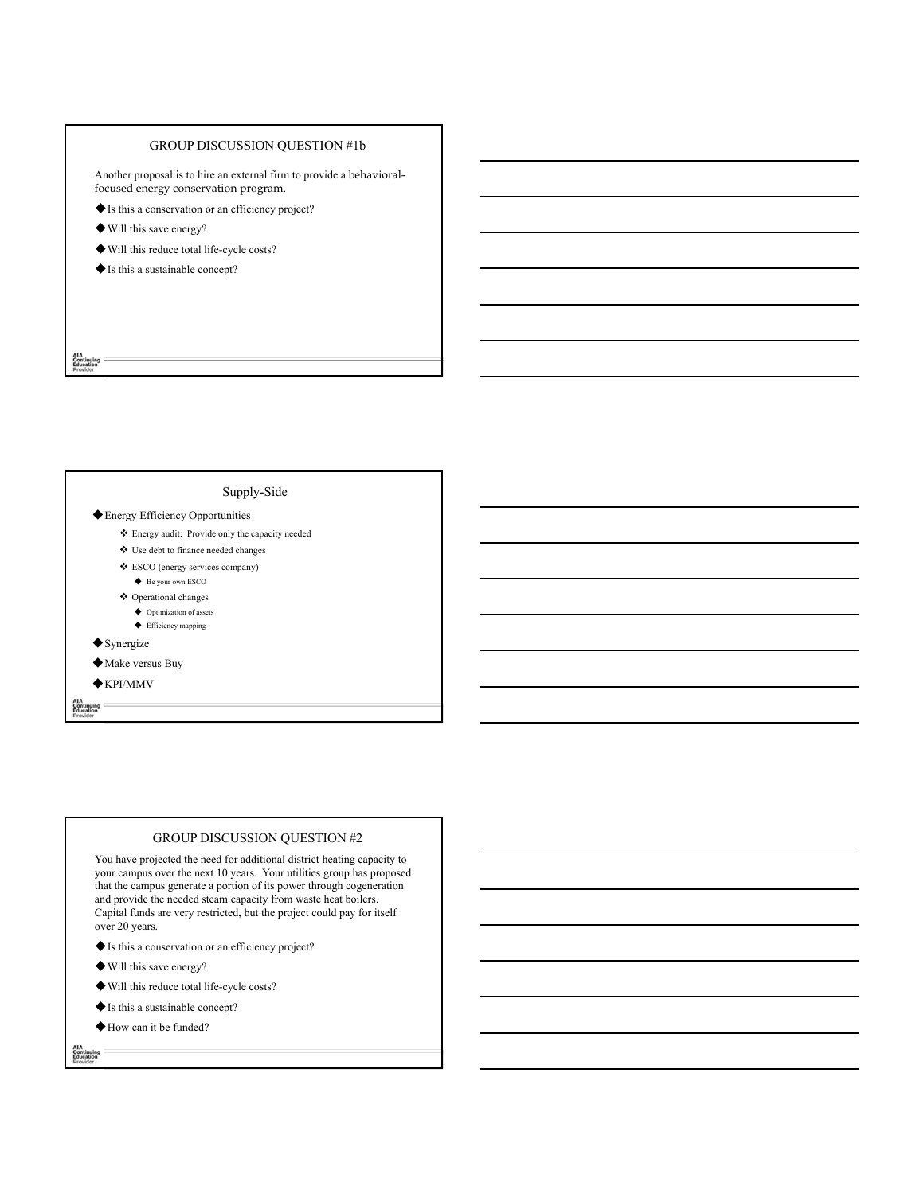## GROUP DISCUSSION QUESTION #1b

Another proposal is to hire an external firm to provide a behavioral-focused energy conservation program.

- Is this a conservation or an efficiency project?
- Will this save energy?
- Will this reduce total life-cycle costs?
- Is this a sustainable concept?

## Supply-Side

- Energy Efficiency Opportunities
  - Energy audit: Provide only the capacity needed
  - Use debt to finance needed changes
  - ESCO (energy services company)
    - Be your own ESCO
  - Operational changes
    - Optimization of assets
    - Efficiency mapping
- Synergize
- Make versus Buy
- KPI/MMV

## GROUP DISCUSSION QUESTION #2

You have projected the need for additional district heating capacity to your campus over the next 10 years. Your utilities group has proposed that the campus generate a portion of its power through cogeneration and provide the needed steam capacity from waste heat boilers. Capital funds are very restricted, but the project could pay for itself over 20 years.

- Is this a conservation or an efficiency project?
- Will this save energy?
- Will this reduce total life-cycle costs?
- Is this a sustainable concept?
- How can it be funded?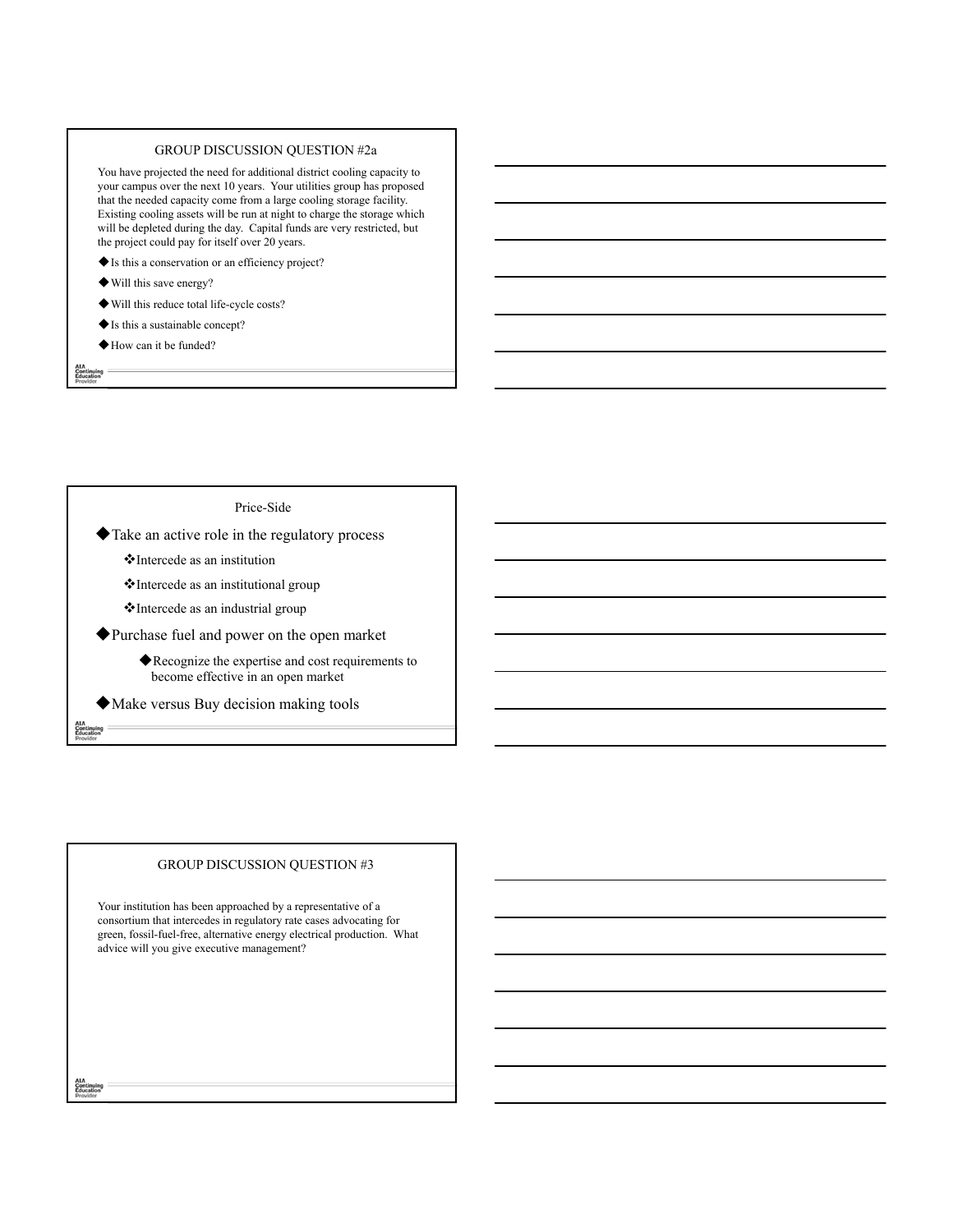## GROUP DISCUSSION QUESTION #2a

You have projected the need for additional district cooling capacity to your campus over the next 10 years. Your utilities group has proposed that the needed capacity come from a large cooling storage facility. Existing cooling assets will be run at night to charge the storage which will be depleted during the day. Capital funds are very restricted, but the project could pay for itself over 20 years.

- ◆Is this a conservation or an efficiency project?
- ◆Will this save energy?
- ◆Will this reduce total life-cycle costs?
- ◆Is this a sustainable concept?
- ◆How can it be funded?

## Price-Side

- ◆Take an active role in the regulatory process
  - ❖Intercede as an institution
  - ❖Intercede as an institutional group
  - ❖Intercede as an industrial group
- ◆Purchase fuel and power on the open market
  - ◆Recognize the expertise and cost requirements to become effective in an open market
- ◆Make versus Buy decision making tools

## GROUP DISCUSSION QUESTION #3

Your institution has been approached by a representative of a consortium that intercedes in regulatory rate cases advocating for green, fossil-fuel-free, alternative energy electrical production. What advice will you give executive management?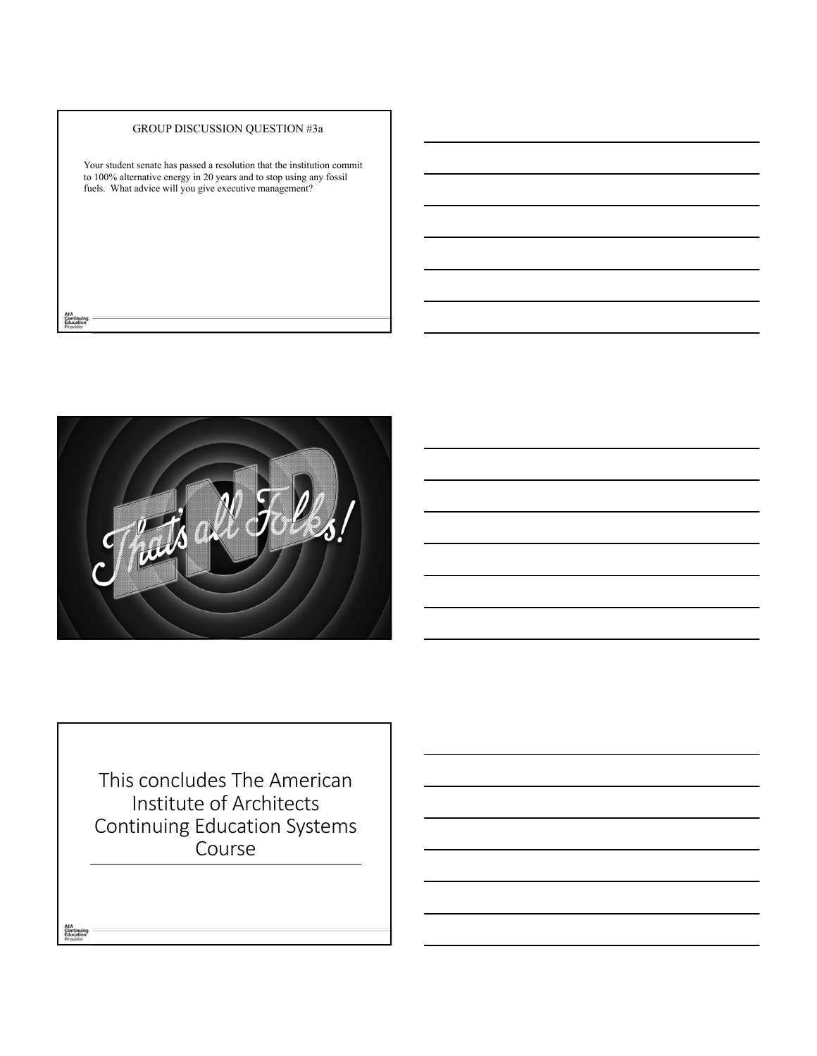GROUP DISCUSSION QUESTION #3a

Your student senate has passed a resolution that the institution commit to 100% alternative energy in 20 years and to stop using any fossil fuels. What advice will you give executive management?

END

That's all Folks!

This concludes The American Institute of Architects Continuing Education Systems Course